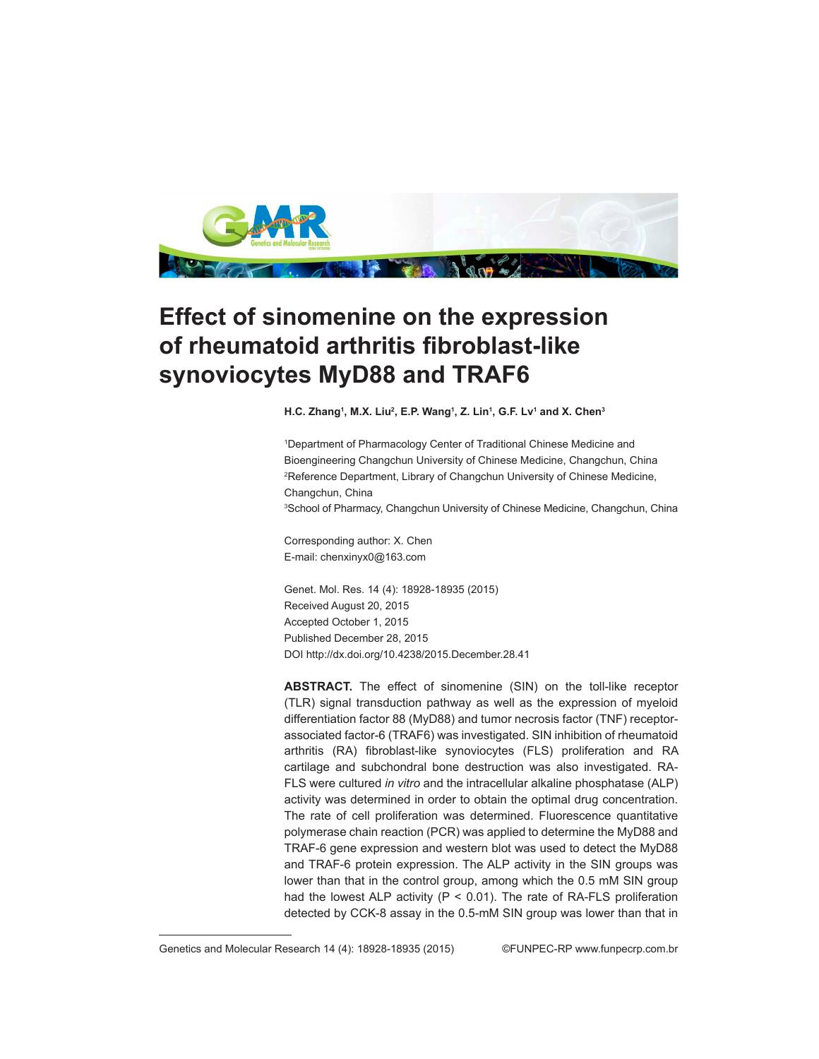# Effect of sinomenine on the expression of rheumatoid arthritis fibroblast-like synoviocytes MyD88 and TRAF6

**H.C. Zhang[1], M.X. Liu[2], E.P. Wang[1], Z. Lin[1], G.F. Lv[1] and X. Chen[3]**

[1]Department of Pharmacology Center of Traditional Chinese Medicine and Bioengineering Changchun University of Chinese Medicine, Changchun, China
[2]Reference Department, Library of Changchun University of Chinese Medicine, Changchun, China
[3]School of Pharmacy, Changchun University of Chinese Medicine, Changchun, China

Corresponding author: X. Chen
E-mail: chenxinyx0@163.com

Genet. Mol. Res. 14 (4): 18928-18935 (2015)
Received August 20, 2015
Accepted October 1, 2015
Published December 28, 2015
DOI http://dx.doi.org/10.4238/2015.December.28.41

**ABSTRACT.** The effect of sinomenine (SIN) on the toll-like receptor (TLR) signal transduction pathway as well as the expression of myeloid differentiation factor 88 (MyD88) and tumor necrosis factor (TNF) receptor-associated factor-6 (TRAF6) was investigated. SIN inhibition of rheumatoid arthritis (RA) fibroblast-like synoviocytes (FLS) proliferation and RA cartilage and subchondral bone destruction was also investigated. RA-FLS were cultured *in vitro* and the intracellular alkaline phosphatase (ALP) activity was determined in order to obtain the optimal drug concentration. The rate of cell proliferation was determined. Fluorescence quantitative polymerase chain reaction (PCR) was applied to determine the MyD88 and TRAF-6 gene expression and western blot was used to detect the MyD88 and TRAF-6 protein expression. The ALP activity in the SIN groups was lower than that in the control group, among which the 0.5 mM SIN group had the lowest ALP activity ($P < 0.01$). The rate of RA-FLS proliferation detected by CCK-8 assay in the 0.5-mM SIN group was lower than that in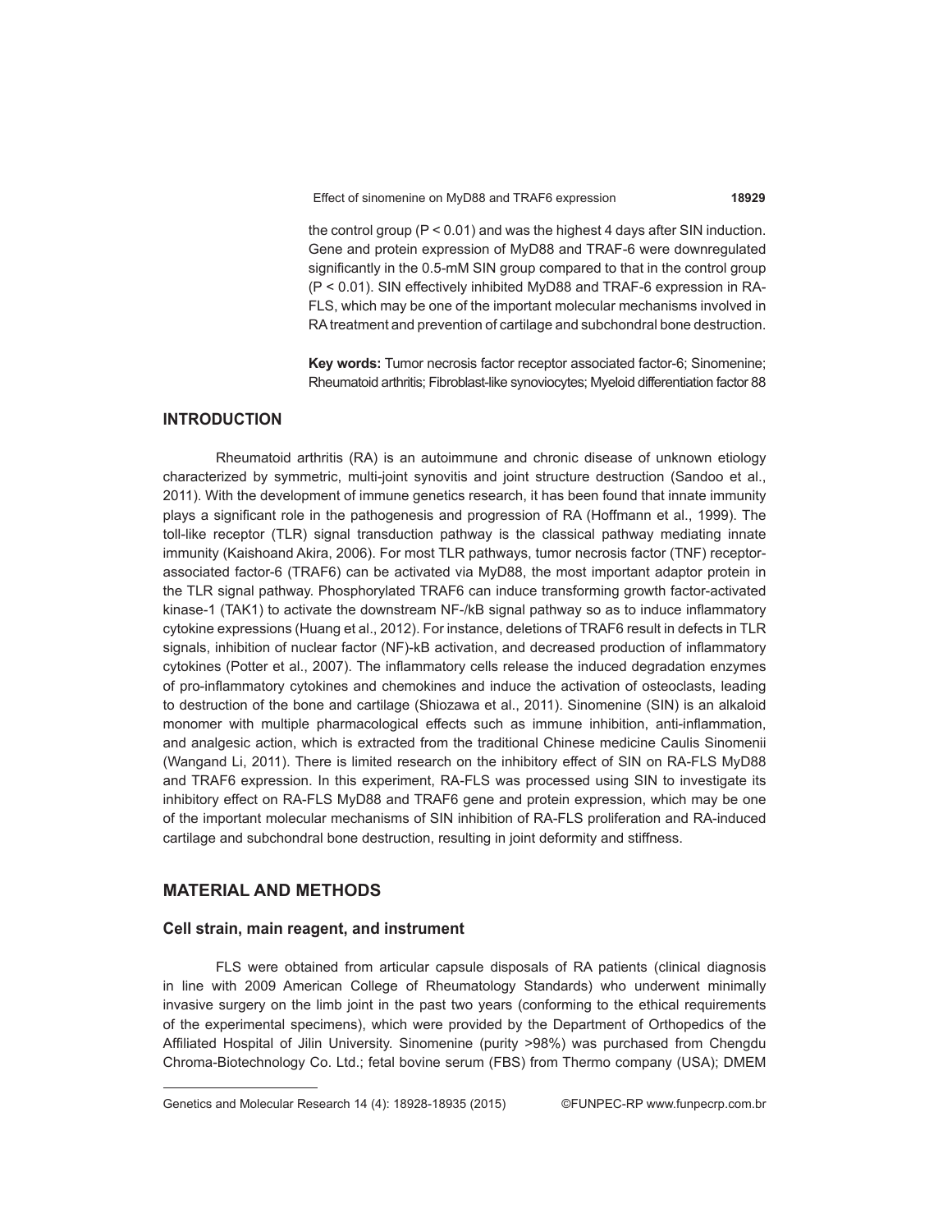the control group ($P < 0.01$) and was the highest 4 days after SIN induction. Gene and protein expression of MyD88 and TRAF-6 were downregulated significantly in the 0.5-mM SIN group compared to that in the control group ($P < 0.01$). SIN effectively inhibited MyD88 and TRAF-6 expression in RA-FLS, which may be one of the important molecular mechanisms involved in RA treatment and prevention of cartilage and subchondral bone destruction.

**Key words:** Tumor necrosis factor receptor associated factor-6; Sinomenine; Rheumatoid arthritis; Fibroblast-like synoviocytes; Myeloid differentiation factor 88

## INTRODUCTION

Rheumatoid arthritis (RA) is an autoimmune and chronic disease of unknown etiology characterized by symmetric, multi-joint synovitis and joint structure destruction (Sandoo et al., 2011). With the development of immune genetics research, it has been found that innate immunity plays a significant role in the pathogenesis and progression of RA (Hoffmann et al., 1999). The toll-like receptor (TLR) signal transduction pathway is the classical pathway mediating innate immunity (Kaishoand Akira, 2006). For most TLR pathways, tumor necrosis factor (TNF) receptor-associated factor-6 (TRAF6) can be activated via MyD88, the most important adaptor protein in the TLR signal pathway. Phosphorylated TRAF6 can induce transforming growth factor-activated kinase-1 (TAK1) to activate the downstream NF-/kB signal pathway so as to induce inflammatory cytokine expressions (Huang et al., 2012). For instance, deletions of TRAF6 result in defects in TLR signals, inhibition of nuclear factor (NF)-kB activation, and decreased production of inflammatory cytokines (Potter et al., 2007). The inflammatory cells release the induced degradation enzymes of pro-inflammatory cytokines and chemokines and induce the activation of osteoclasts, leading to destruction of the bone and cartilage (Shiozawa et al., 2011). Sinomenine (SIN) is an alkaloid monomer with multiple pharmacological effects such as immune inhibition, anti-inflammation, and analgesic action, which is extracted from the traditional Chinese medicine Caulis Sinomenii (Wangand Li, 2011). There is limited research on the inhibitory effect of SIN on RA-FLS MyD88 and TRAF6 expression. In this experiment, RA-FLS was processed using SIN to investigate its inhibitory effect on RA-FLS MyD88 and TRAF6 gene and protein expression, which may be one of the important molecular mechanisms of SIN inhibition of RA-FLS proliferation and RA-induced cartilage and subchondral bone destruction, resulting in joint deformity and stiffness.

## MATERIAL AND METHODS

### Cell strain, main reagent, and instrument

FLS were obtained from articular capsule disposals of RA patients (clinical diagnosis in line with 2009 American College of Rheumatology Standards) who underwent minimally invasive surgery on the limb joint in the past two years (conforming to the ethical requirements of the experimental specimens), which were provided by the Department of Orthopedics of the Affiliated Hospital of Jilin University. Sinomenine (purity >98%) was purchased from Chengdu Chroma-Biotechnology Co. Ltd.; fetal bovine serum (FBS) from Thermo company (USA); DMEM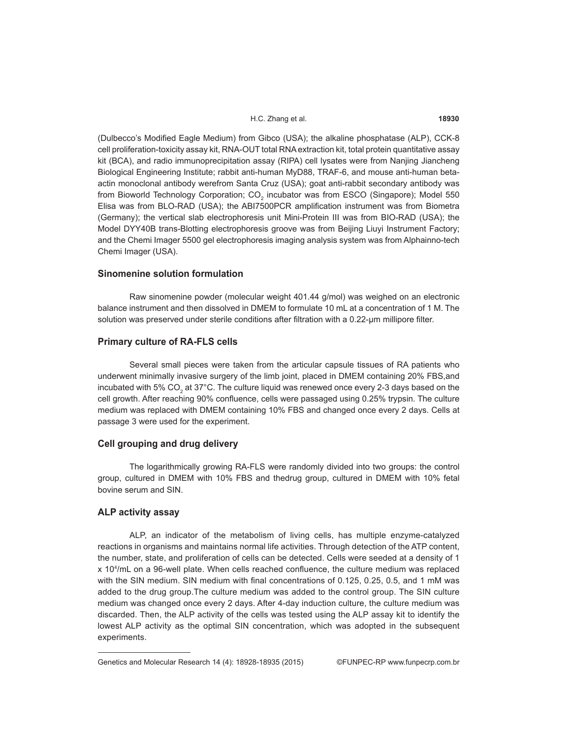(Dulbecco's Modified Eagle Medium) from Gibco (USA); the alkaline phosphatase (ALP), CCK-8 cell proliferation-toxicity assay kit, RNA-OUT total RNA extraction kit, total protein quantitative assay kit (BCA), and radio immunoprecipitation assay (RIPA) cell lysates were from Nanjing Jiancheng Biological Engineering Institute; rabbit anti-human MyD88, TRAF-6, and mouse anti-human beta-actin monoclonal antibody werefrom Santa Cruz (USA); goat anti-rabbit secondary antibody was from Bioworld Technology Corporation; $CO_2$ incubator was from ESCO (Singapore); Model 550 Elisa was from BLO-RAD (USA); the ABI7500PCR amplification instrument was from Biometra (Germany); the vertical slab electrophoresis unit Mini-Protein III was from BIO-RAD (USA); the Model DYY40B trans-Blotting electrophoresis groove was from Beijing Liuyi Instrument Factory; and the Chemi Imager 5500 gel electrophoresis imaging analysis system was from Alphainno-tech Chemi Imager (USA).

## Sinomenine solution formulation

Raw sinomenine powder (molecular weight 401.44 g/mol) was weighed on an electronic balance instrument and then dissolved in DMEM to formulate 10 mL at a concentration of 1 M. The solution was preserved under sterile conditions after filtration with a 0.22-μm millipore filter.

## Primary culture of RA-FLS cells

Several small pieces were taken from the articular capsule tissues of RA patients who underwent minimally invasive surgery of the limb joint, placed in DMEM containing 20% FBS,and incubated with 5% $CO_2$ at 37°C. The culture liquid was renewed once every 2-3 days based on the cell growth. After reaching 90% confluence, cells were passaged using 0.25% trypsin. The culture medium was replaced with DMEM containing 10% FBS and changed once every 2 days. Cells at passage 3 were used for the experiment.

## Cell grouping and drug delivery

The logarithmically growing RA-FLS were randomly divided into two groups: the control group, cultured in DMEM with 10% FBS and thedrug group, cultured in DMEM with 10% fetal bovine serum and SIN.

## ALP activity assay

ALP, an indicator of the metabolism of living cells, has multiple enzyme-catalyzed reactions in organisms and maintains normal life activities. Through detection of the ATP content, the number, state, and proliferation of cells can be detected. Cells were seeded at a density of 1 x $10^4$/mL on a 96-well plate. When cells reached confluence, the culture medium was replaced with the SIN medium. SIN medium with final concentrations of 0.125, 0.25, 0.5, and 1 mM was added to the drug group.The culture medium was added to the control group. The SIN culture medium was changed once every 2 days. After 4-day induction culture, the culture medium was discarded. Then, the ALP activity of the cells was tested using the ALP assay kit to identify the lowest ALP activity as the optimal SIN concentration, which was adopted in the subsequent experiments.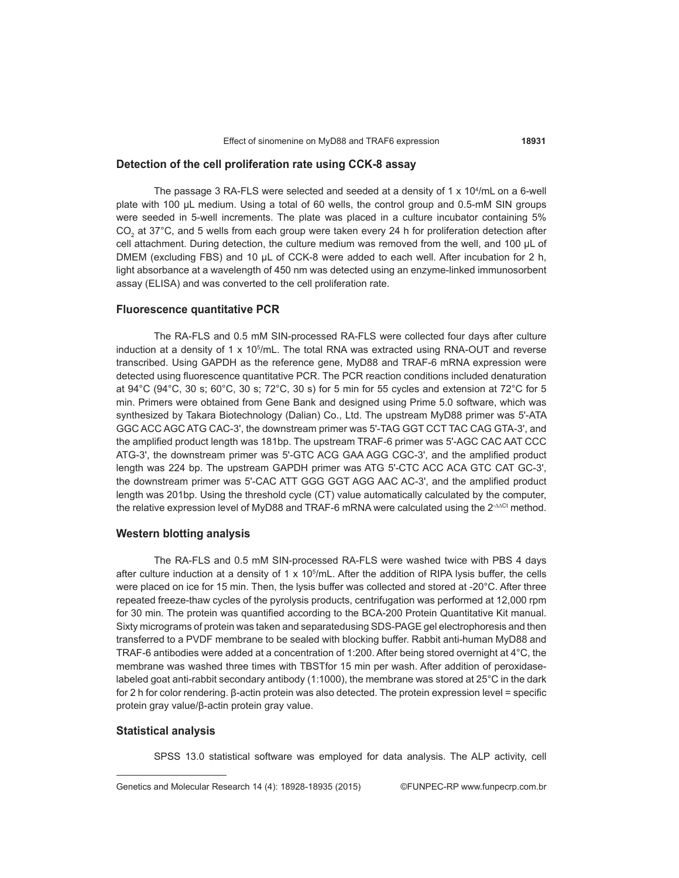## Detection of the cell proliferation rate using CCK-8 assay

The passage 3 RA-FLS were selected and seeded at a density of 1 x $10^4$/mL on a 6-well plate with 100 μL medium. Using a total of 60 wells, the control group and 0.5-mM SIN groups were seeded in 5-well increments. The plate was placed in a culture incubator containing 5% $CO_2$ at 37°C, and 5 wells from each group were taken every 24 h for proliferation detection after cell attachment. During detection, the culture medium was removed from the well, and 100 μL of DMEM (excluding FBS) and 10 μL of CCK-8 were added to each well. After incubation for 2 h, light absorbance at a wavelength of 450 nm was detected using an enzyme-linked immunosorbent assay (ELISA) and was converted to the cell proliferation rate.

## Fluorescence quantitative PCR

The RA-FLS and 0.5 mM SIN-processed RA-FLS were collected four days after culture induction at a density of 1 x $10^5$/mL. The total RNA was extracted using RNA-OUT and reverse transcribed. Using GAPDH as the reference gene, MyD88 and TRAF-6 mRNA expression were detected using fluorescence quantitative PCR. The PCR reaction conditions included denaturation at 94°C (94°C, 30 s; 60°C, 30 s; 72°C, 30 s) for 5 min for 55 cycles and extension at 72°C for 5 min. Primers were obtained from Gene Bank and designed using Prime 5.0 software, which was synthesized by Takara Biotechnology (Dalian) Co., Ltd. The upstream MyD88 primer was 5'-ATA GGC ACC AGC ATG CAC-3', the downstream primer was 5'-TAG GGT CCT TAC CAG GTA-3', and the amplified product length was 181bp. The upstream TRAF-6 primer was 5'-AGC CAC AAT CCC ATG-3', the downstream primer was 5'-GTC ACG GAA AGG CGC-3', and the amplified product length was 224 bp. The upstream GAPDH primer was ATG 5'-CTC ACC ACA GTC CAT GC-3', the downstream primer was 5'-CAC ATT GGG GGT AGG AAC AC-3', and the amplified product length was 201bp. Using the threshold cycle (CT) value automatically calculated by the computer, the relative expression level of MyD88 and TRAF-6 mRNA were calculated using the $2^{-\Delta\Delta Ct}$ method.

## Western blotting analysis

The RA-FLS and 0.5 mM SIN-processed RA-FLS were washed twice with PBS 4 days after culture induction at a density of 1 x $10^5$/mL. After the addition of RIPA lysis buffer, the cells were placed on ice for 15 min. Then, the lysis buffer was collected and stored at -20°C. After three repeated freeze-thaw cycles of the pyrolysis products, centrifugation was performed at 12,000 rpm for 30 min. The protein was quantified according to the BCA-200 Protein Quantitative Kit manual. Sixty micrograms of protein was taken and separatedusing SDS-PAGE gel electrophoresis and then transferred to a PVDF membrane to be sealed with blocking buffer. Rabbit anti-human MyD88 and TRAF-6 antibodies were added at a concentration of 1:200. After being stored overnight at 4°C, the membrane was washed three times with TBSTfor 15 min per wash. After addition of peroxidase-labeled goat anti-rabbit secondary antibody (1:1000), the membrane was stored at 25°C in the dark for 2 h for color rendering. β-actin protein was also detected. The protein expression level = specific protein gray value/β-actin protein gray value.

## Statistical analysis

SPSS 13.0 statistical software was employed for data analysis. The ALP activity, cell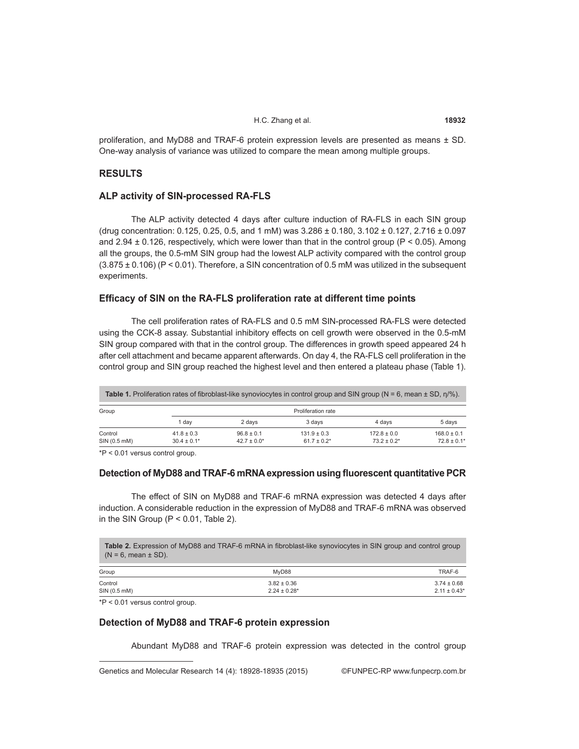proliferation, and MyD88 and TRAF-6 protein expression levels are presented as means ± SD. One-way analysis of variance was utilized to compare the mean among multiple groups.

## RESULTS

### ALP activity of SIN-processed RA-FLS

The ALP activity detected 4 days after culture induction of RA-FLS in each SIN group (drug concentration: 0.125, 0.25, 0.5, and 1 mM) was 3.286 ± 0.180, 3.102 ± 0.127, 2.716 ± 0.097 and 2.94 ± 0.126, respectively, which were lower than that in the control group ($P < 0.05$). Among all the groups, the 0.5-mM SIN group had the lowest ALP activity compared with the control group (3.875 ± 0.106) ($P < 0.01$). Therefore, a SIN concentration of 0.5 mM was utilized in the subsequent experiments.

### Efficacy of SIN on the RA-FLS proliferation rate at different time points

The cell proliferation rates of RA-FLS and 0.5 mM SIN-processed RA-FLS were detected using the CCK-8 assay. Substantial inhibitory effects on cell growth were observed in the 0.5-mM SIN group compared with that in the control group. The differences in growth speed appeared 24 h after cell attachment and became apparent afterwards. On day 4, the RA-FLS cell proliferation in the control group and SIN group reached the highest level and then entered a plateau phase (Table 1).

**Table 1.** Proliferation rates of fibroblast-like synoviocytes in control group and SIN group (N = 6, mean ± SD, η/%).

| Group | Proliferation rate | | | | |
|---|---|---|---|---|---|
| | 1 day | 2 days | 3 days | 4 days | 5 days |
| Control | 41.8 ± 0.3 | 96.8 ± 0.1 | 131.9 ± 0.3 | 172.8 ± 0.0 | 168.0 ± 0.1 |
| SIN (0.5 mM) | 30.4 ± 0.1* | 42.7 ± 0.0* | 61.7 ± 0.2* | 73.2 ± 0.2* | 72.8 ± 0.1* |

*P < 0.01 versus control group.

### Detection of MyD88 and TRAF-6 mRNA expression using fluorescent quantitative PCR

The effect of SIN on MyD88 and TRAF-6 mRNA expression was detected 4 days after induction. A considerable reduction in the expression of MyD88 and TRAF-6 mRNA was observed in the SIN Group ($P < 0.01$, Table 2).

**Table 2.** Expression of MyD88 and TRAF-6 mRNA in fibroblast-like synoviocytes in SIN group and control group (N = 6, mean ± SD).

| Group | MyD88 | TRAF-6 |
|---|---|---|
| Control | 3.82 ± 0.36 | 3.74 ± 0.68 |
| SIN (0.5 mM) | 2.24 ± 0.28* | 2.11 ± 0.43* |

*P < 0.01 versus control group.

### Detection of MyD88 and TRAF-6 protein expression

Abundant MyD88 and TRAF-6 protein expression was detected in the control group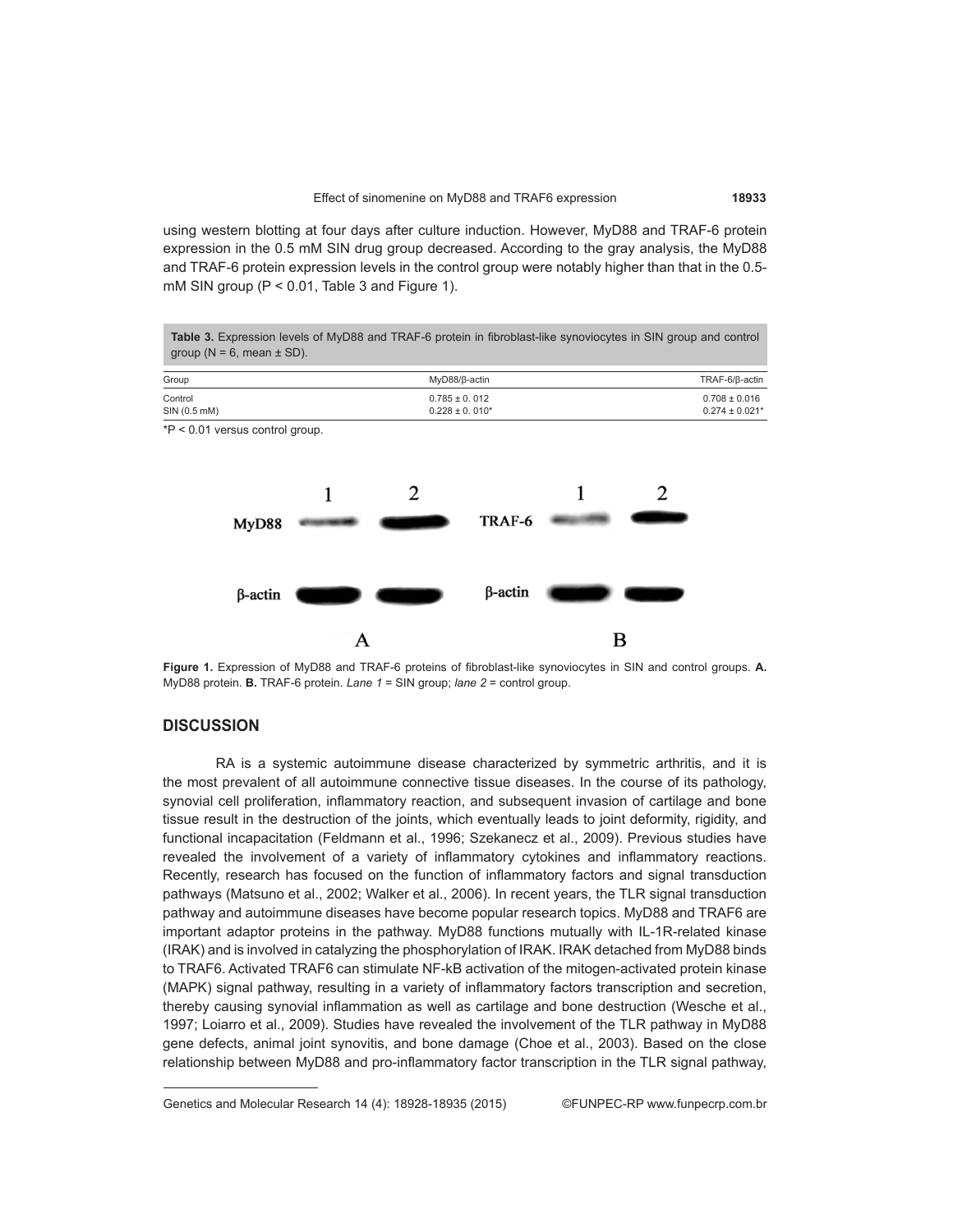using western blotting at four days after culture induction. However, MyD88 and TRAF-6 protein expression in the 0.5 mM SIN drug group decreased. According to the gray analysis, the MyD88 and TRAF-6 protein expression levels in the control group were notably higher than that in the 0.5-mM SIN group (P < 0.01, Table 3 and Figure 1).

**Table 3.** Expression levels of MyD88 and TRAF-6 protein in fibroblast-like synoviocytes in SIN group and control group (N = 6, mean ± SD).

| Group | MyD88/β-actin | TRAF-6/β-actin |
|---|---|---|
| Control | 0.785 ± 0. 012 | 0.708 ± 0.016 |
| SIN (0.5 mM) | 0.228 ± 0. 010* | 0.274 ± 0.021* |

*P < 0.01 versus control group.

**Figure 1.** Expression of MyD88 and TRAF-6 proteins of fibroblast-like synoviocytes in SIN and control groups. **A.** MyD88 protein. **B.** TRAF-6 protein. *Lane 1* = SIN group; *lane 2* = control group.

## DISCUSSION

RA is a systemic autoimmune disease characterized by symmetric arthritis, and it is the most prevalent of all autoimmune connective tissue diseases. In the course of its pathology, synovial cell proliferation, inflammatory reaction, and subsequent invasion of cartilage and bone tissue result in the destruction of the joints, which eventually leads to joint deformity, rigidity, and functional incapacitation (Feldmann et al., 1996; Szekanecz et al., 2009). Previous studies have revealed the involvement of a variety of inflammatory cytokines and inflammatory reactions. Recently, research has focused on the function of inflammatory factors and signal transduction pathways (Matsuno et al., 2002; Walker et al., 2006). In recent years, the TLR signal transduction pathway and autoimmune diseases have become popular research topics. MyD88 and TRAF6 are important adaptor proteins in the pathway. MyD88 functions mutually with IL-1R-related kinase (IRAK) and is involved in catalyzing the phosphorylation of IRAK. IRAK detached from MyD88 binds to TRAF6. Activated TRAF6 can stimulate NF-kB activation of the mitogen-activated protein kinase (MAPK) signal pathway, resulting in a variety of inflammatory factors transcription and secretion, thereby causing synovial inflammation as well as cartilage and bone destruction (Wesche et al., 1997; Loiarro et al., 2009). Studies have revealed the involvement of the TLR pathway in MyD88 gene defects, animal joint synovitis, and bone damage (Choe et al., 2003). Based on the close relationship between MyD88 and pro-inflammatory factor transcription in the TLR signal pathway,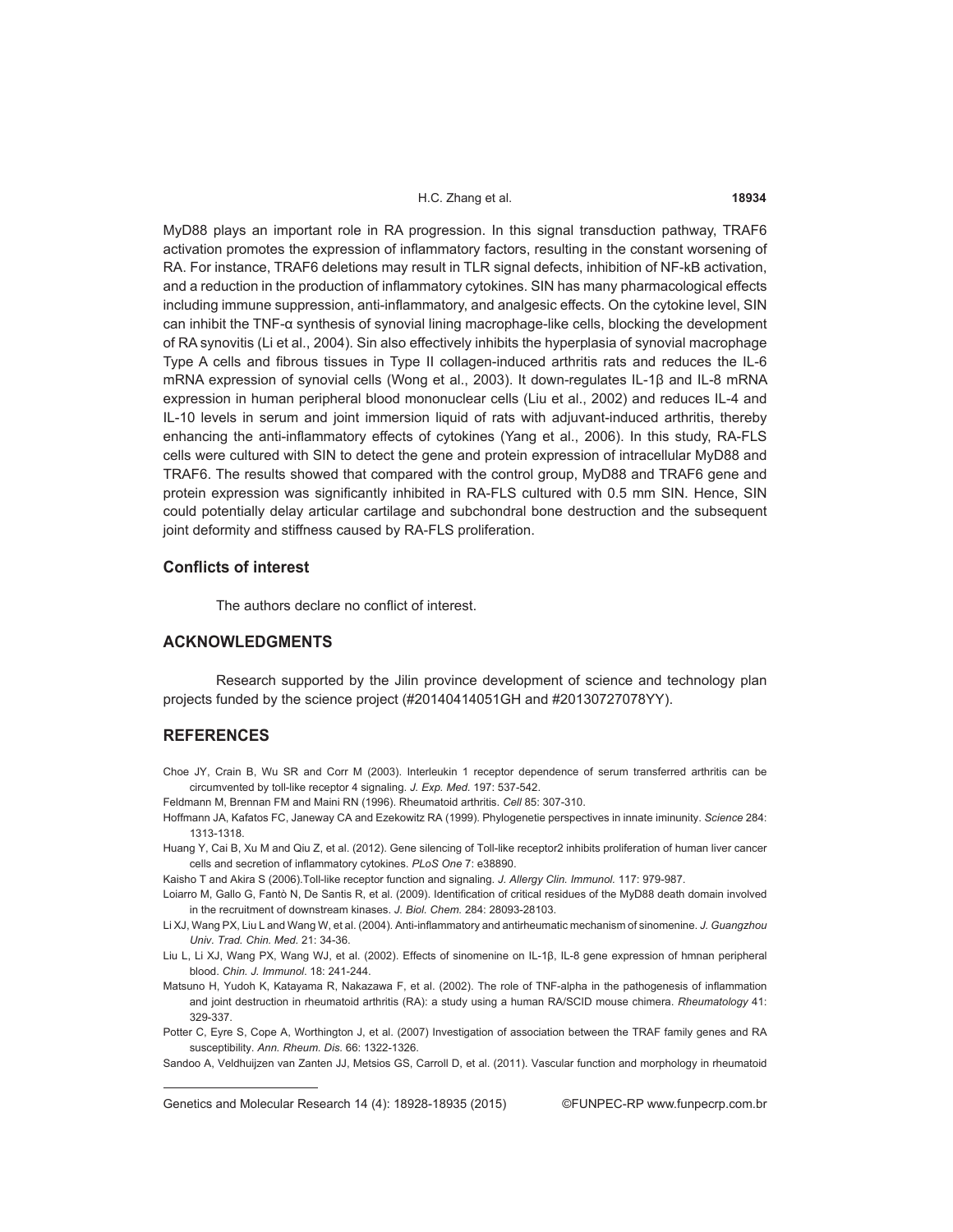MyD88 plays an important role in RA progression. In this signal transduction pathway, TRAF6 activation promotes the expression of inflammatory factors, resulting in the constant worsening of RA. For instance, TRAF6 deletions may result in TLR signal defects, inhibition of NF-kB activation, and a reduction in the production of inflammatory cytokines. SIN has many pharmacological effects including immune suppression, anti-inflammatory, and analgesic effects. On the cytokine level, SIN can inhibit the TNF-α synthesis of synovial lining macrophage-like cells, blocking the development of RA synovitis (Li et al., 2004). Sin also effectively inhibits the hyperplasia of synovial macrophage Type A cells and fibrous tissues in Type II collagen-induced arthritis rats and reduces the IL-6 mRNA expression of synovial cells (Wong et al., 2003). It down-regulates IL-1β and IL-8 mRNA expression in human peripheral blood mononuclear cells (Liu et al., 2002) and reduces IL-4 and IL-10 levels in serum and joint immersion liquid of rats with adjuvant-induced arthritis, thereby enhancing the anti-inflammatory effects of cytokines (Yang et al., 2006). In this study, RA-FLS cells were cultured with SIN to detect the gene and protein expression of intracellular MyD88 and TRAF6. The results showed that compared with the control group, MyD88 and TRAF6 gene and protein expression was significantly inhibited in RA-FLS cultured with 0.5 mm SIN. Hence, SIN could potentially delay articular cartilage and subchondral bone destruction and the subsequent joint deformity and stiffness caused by RA-FLS proliferation.

### Conflicts of interest

The authors declare no conflict of interest.

## ACKNOWLEDGMENTS

Research supported by the Jilin province development of science and technology plan projects funded by the science project (#20140414051GH and #20130727078YY).

## REFERENCES

Choe JY, Crain B, Wu SR and Corr M (2003). Interleukin 1 receptor dependence of serum transferred arthritis can be circumvented by toll-like receptor 4 signaling. *J. Exp. Med.* 197: 537-542.

Feldmann M, Brennan FM and Maini RN (1996). Rheumatoid arthritis. *Cell* 85: 307-310.

Hoffmann JA, Kafatos FC, Janeway CA and Ezekowitz RA (1999). Phylogenetie perspectives in innate iminunity. *Science* 284: 1313-1318.

Huang Y, Cai B, Xu M and Qiu Z, et al. (2012). Gene silencing of Toll-like receptor2 inhibits proliferation of human liver cancer cells and secretion of inflammatory cytokines. *PLoS One* 7: e38890.

Kaisho T and Akira S (2006).Toll-like receptor function and signaling. *J. Allergy Clin. Immunol.* 117: 979-987.

Loiarro M, Gallo G, Fantò N, De Santis R, et al. (2009). Identification of critical residues of the MyD88 death domain involved in the recruitment of downstream kinases. *J. Biol. Chem.* 284: 28093-28103.

Li XJ, Wang PX, Liu L and Wang W, et al. (2004). Anti-inflammatory and antirheumatic mechanism of sinomenine. *J. Guangzhou Univ. Trad. Chin. Med.* 21: 34-36.

Liu L, Li XJ, Wang PX, Wang WJ, et al. (2002). Effects of sinomenine on IL-1β, IL-8 gene expression of hmnan peripheral blood. *Chin. J. Immunol*. 18: 241-244.

Matsuno H, Yudoh K, Katayama R, Nakazawa F, et al. (2002). The role of TNF-alpha in the pathogenesis of inflammation and joint destruction in rheumatoid arthritis (RA): a study using a human RA/SCID mouse chimera. *Rheumatology* 41: 329-337.

Potter C, Eyre S, Cope A, Worthington J, et al. (2007) Investigation of association between the TRAF family genes and RA susceptibility. *Ann. Rheum. Dis.* 66: 1322-1326.

Sandoo A, Veldhuijzen van Zanten JJ, Metsios GS, Carroll D, et al. (2011). Vascular function and morphology in rheumatoid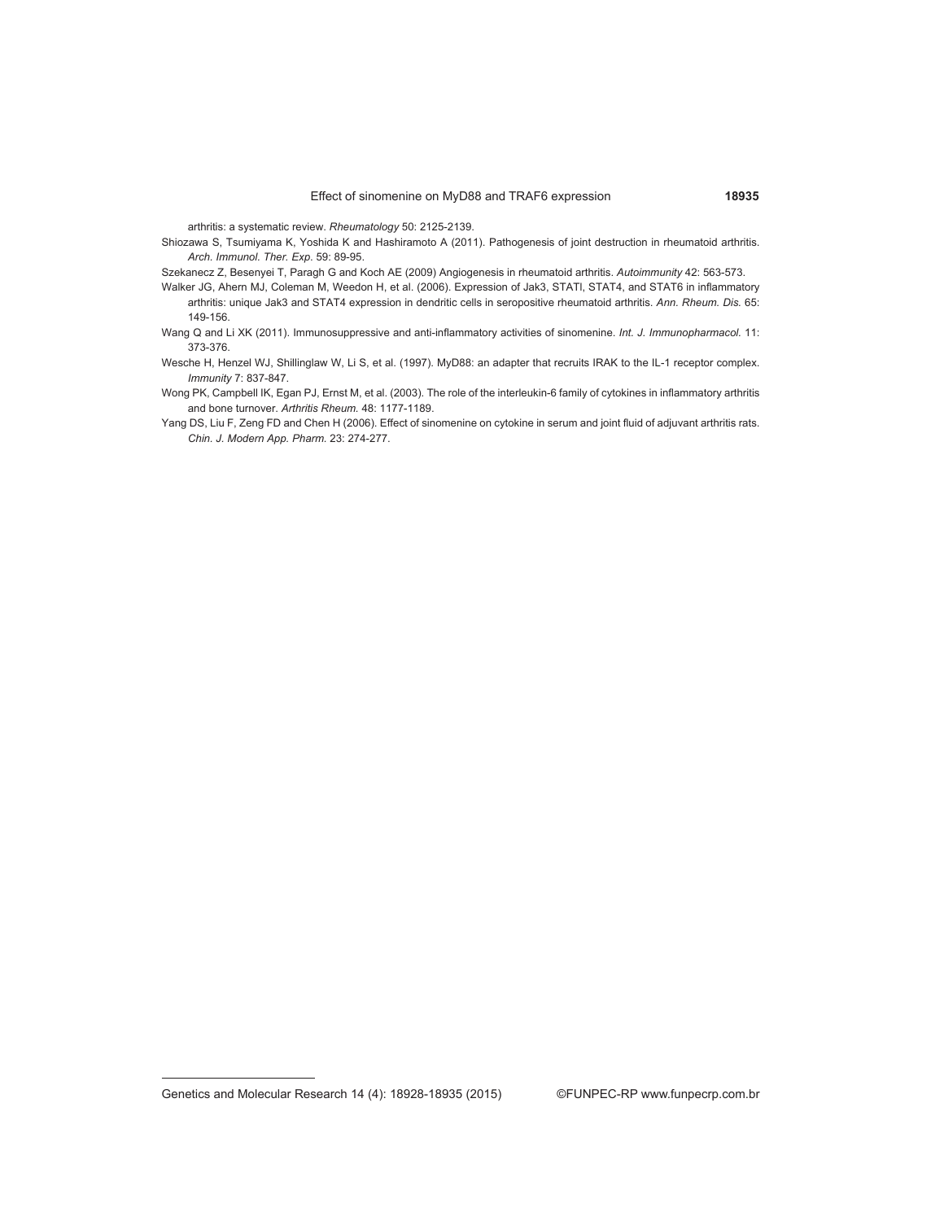arthritis: a systematic review. *Rheumatology* 50: 2125-2139.

Shiozawa S, Tsumiyama K, Yoshida K and Hashiramoto A (2011). Pathogenesis of joint destruction in rheumatoid arthritis. *Arch. Immunol. Ther. Exp.* 59: 89-95.

Szekanecz Z, Besenyei T, Paragh G and Koch AE (2009) Angiogenesis in rheumatoid arthritis. *Autoimmunity* 42: 563-573.

Walker JG, Ahern MJ, Coleman M, Weedon H, et al. (2006). Expression of Jak3, STATl, STAT4, and STAT6 in inflammatory arthritis: unique Jak3 and STAT4 expression in dendritic cells in seropositive rheumatoid arthritis. *Ann. Rheum. Dis.* 65: 149-156.

Wang Q and Li XK (2011). Immunosuppressive and anti-inflammatory activities of sinomenine. *Int. J. Immunopharmacol.* 11: 373-376.

Wesche H, Henzel WJ, Shillinglaw W, Li S, et al. (1997). MyD88: an adapter that recruits IRAK to the IL-1 receptor complex. *Immunity* 7: 837-847.

Wong PK, Campbell IK, Egan PJ, Ernst M, et al. (2003). The role of the interleukin-6 family of cytokines in inflammatory arthritis and bone turnover. *Arthritis Rheum.* 48: 1177-1189.

Yang DS, Liu F, Zeng FD and Chen H (2006). Effect of sinomenine on cytokine in serum and joint fluid of adjuvant arthritis rats. *Chin. J. Modern App. Pharm.* 23: 274-277.